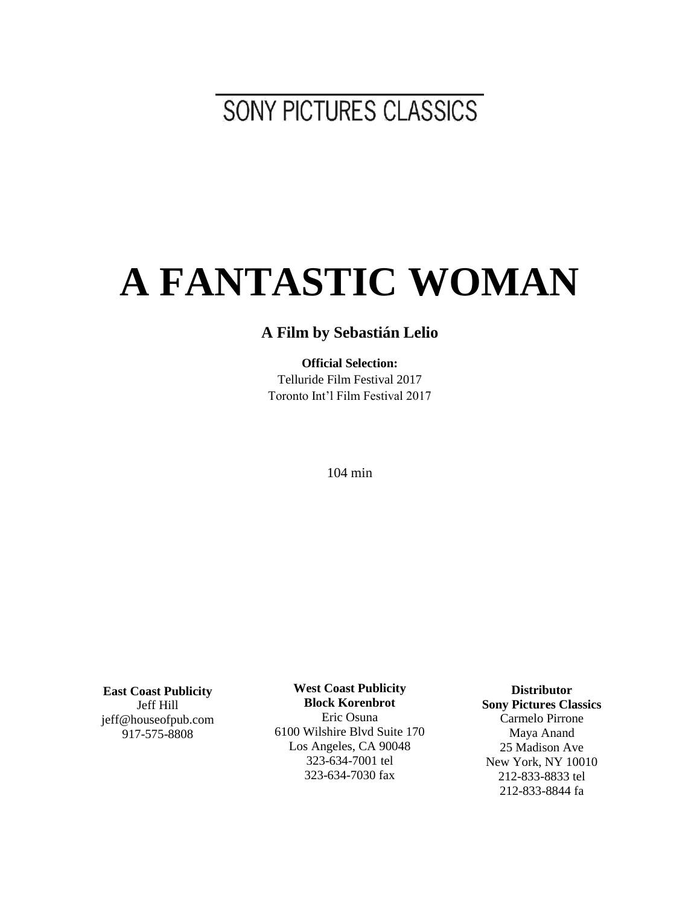SONY PICTURES CLASSICS

# A FANTASTIC WOMAN

### A Film by Sebastián Lelio

**Official Selection:**
Telluride Film Festival 2017
Toronto Int'l Film Festival 2017

104 min

**East Coast Publicity**
Jeff Hill
jeff@houseofpub.com
917-575-8808

**West Coast Publicity**
**Block Korenbrot**
Eric Osuna
6100 Wilshire Blvd Suite 170
Los Angeles, CA 90048
323-634-7001 tel
323-634-7030 fax

**Distributor**
**Sony Pictures Classics**
Carmelo Pirrone
Maya Anand
25 Madison Ave
New York, NY 10010
212-833-8833 tel
212-833-8844 fa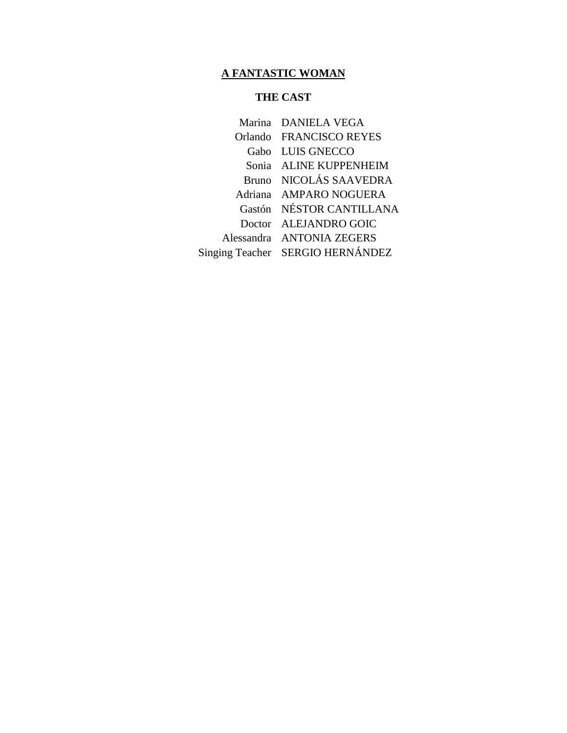# A FANTASTIC WOMAN

## THE CAST

| Role | Actor |
|---|---|
| Marina | DANIELA VEGA |
| Orlando | FRANCISCO REYES |
| Gabo | LUIS GNECCO |
| Sonia | ALINE KUPPENHEIM |
| Bruno | NICOLÁS SAAVEDRA |
| Adriana | AMPARO NOGUERA |
| Gastón | NÉSTOR CANTILLANA |
| Doctor | ALEJANDRO GOIC |
| Alessandra | ANTONIA ZEGERS |
| Singing Teacher | SERGIO HERNÁNDEZ |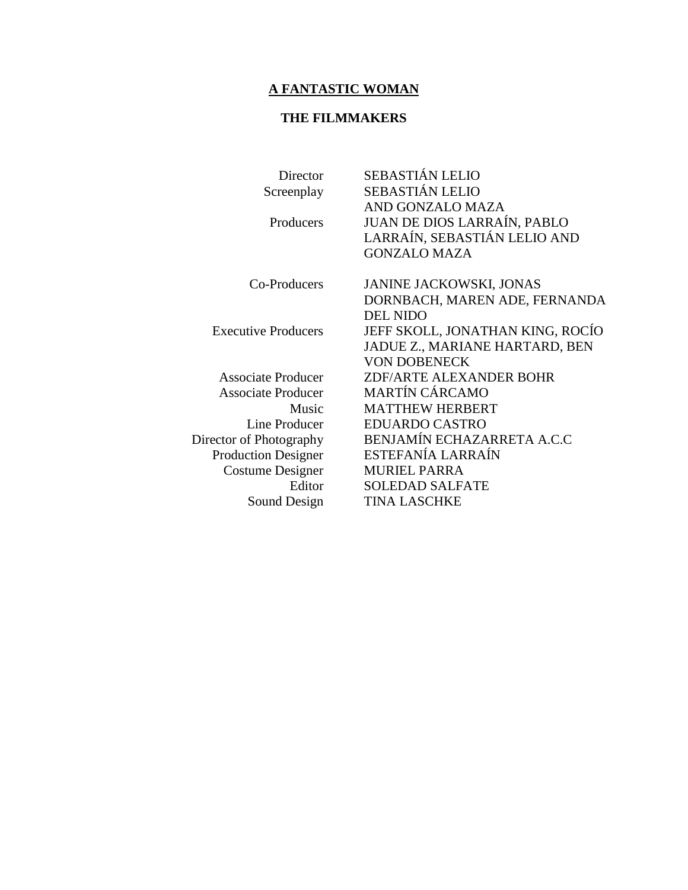**A FANTASTIC WOMAN**

**THE FILMMAKERS**

| | |
|---|---|
| Director | SEBASTIÁN LELIO |
| Screenplay | SEBASTIÁN LELIO AND GONZALO MAZA |
| Producers | JUAN DE DIOS LARRAÍN, PABLO LARRAÍN, SEBASTIÁN LELIO AND GONZALO MAZA |
| Co-Producers | JANINE JACKOWSKI, JONAS DORNBACH, MAREN ADE, FERNANDA DEL NIDO |
| Executive Producers | JEFF SKOLL, JONATHAN KING, ROCÍO JADUE Z., MARIANE HARTARD, BEN VON DOBENECK |
| Associate Producer | ZDF/ARTE ALEXANDER BOHR |
| Associate Producer | MARTÍN CÁRCAMO |
| Music | MATTHEW HERBERT |
| Line Producer | EDUARDO CASTRO |
| Director of Photography | BENJAMÍN ECHAZARRETA A.C.C |
| Production Designer | ESTEFANÍA LARRAÍN |
| Costume Designer | MURIEL PARRA |
| Editor | SOLEDAD SALFATE |
| Sound Design | TINA LASCHKE |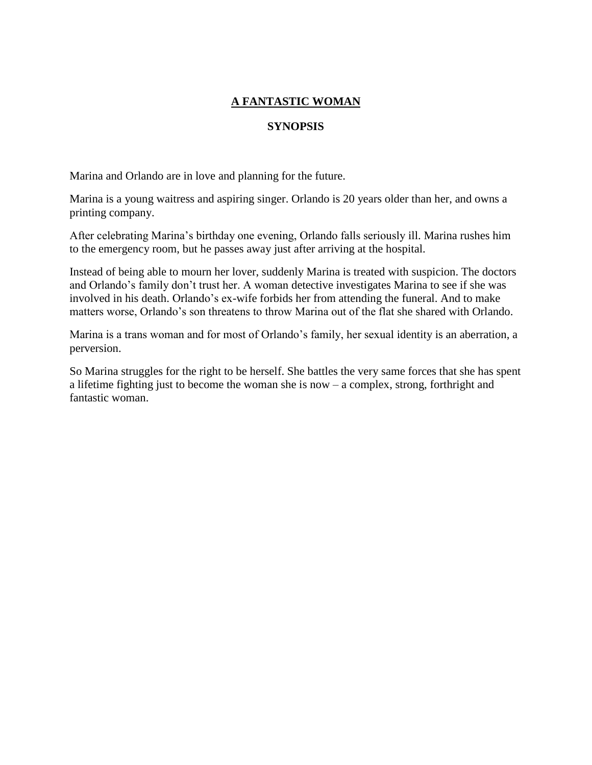# A FANTASTIC WOMAN

## SYNOPSIS

Marina and Orlando are in love and planning for the future.

Marina is a young waitress and aspiring singer. Orlando is 20 years older than her, and owns a printing company.

After celebrating Marina's birthday one evening, Orlando falls seriously ill. Marina rushes him to the emergency room, but he passes away just after arriving at the hospital.

Instead of being able to mourn her lover, suddenly Marina is treated with suspicion. The doctors and Orlando's family don't trust her. A woman detective investigates Marina to see if she was involved in his death. Orlando's ex-wife forbids her from attending the funeral. And to make matters worse, Orlando's son threatens to throw Marina out of the flat she shared with Orlando.

Marina is a trans woman and for most of Orlando's family, her sexual identity is an aberration, a perversion.

So Marina struggles for the right to be herself. She battles the very same forces that she has spent a lifetime fighting just to become the woman she is now – a complex, strong, forthright and fantastic woman.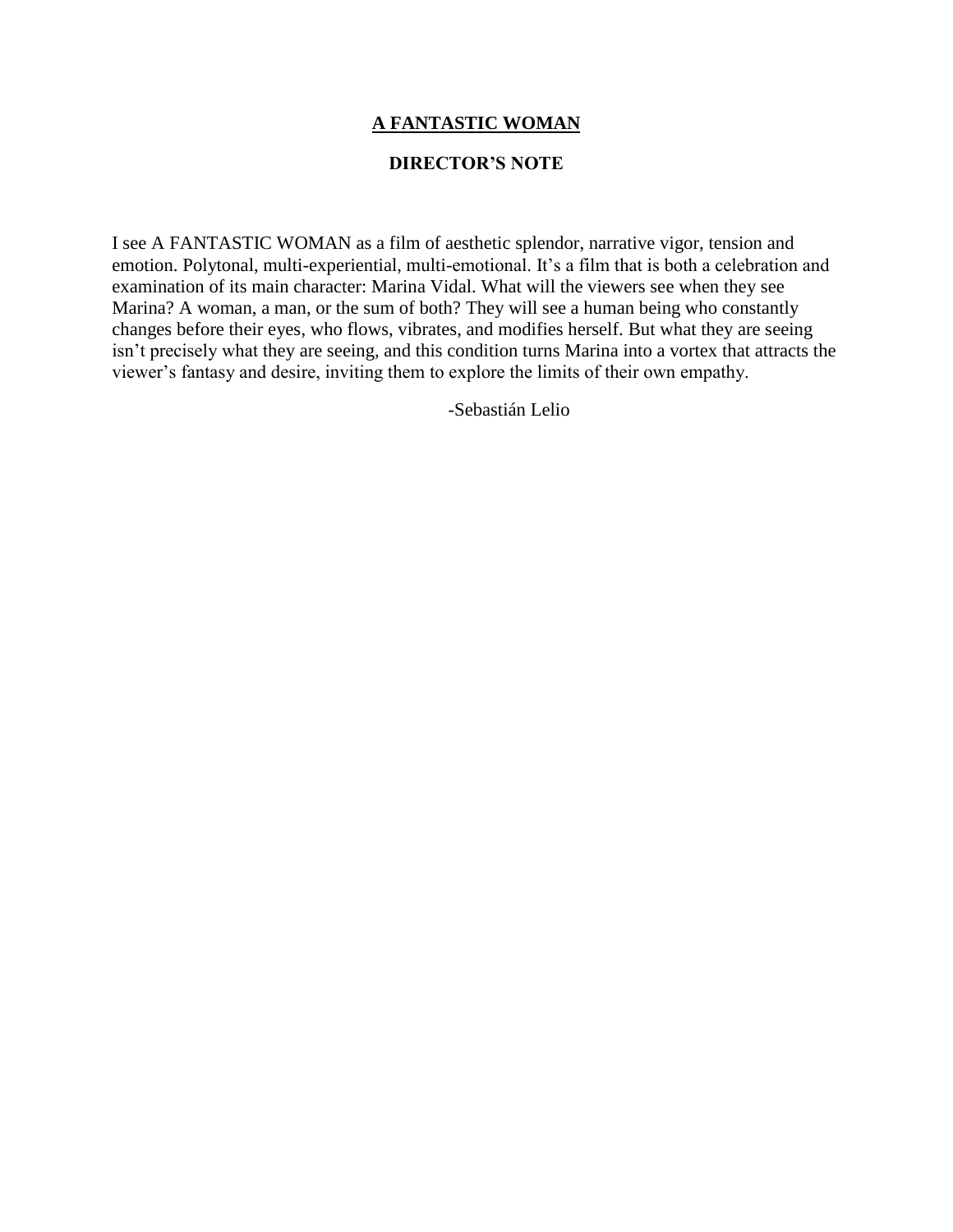# A FANTASTIC WOMAN

## DIRECTOR'S NOTE

I see A FANTASTIC WOMAN as a film of aesthetic splendor, narrative vigor, tension and emotion. Polytonal, multi-experiential, multi-emotional. It's a film that is both a celebration and examination of its main character: Marina Vidal. What will the viewers see when they see Marina? A woman, a man, or the sum of both? They will see a human being who constantly changes before their eyes, who flows, vibrates, and modifies herself. But what they are seeing isn't precisely what they are seeing, and this condition turns Marina into a vortex that attracts the viewer's fantasy and desire, inviting them to explore the limits of their own empathy.

-Sebastián Lelio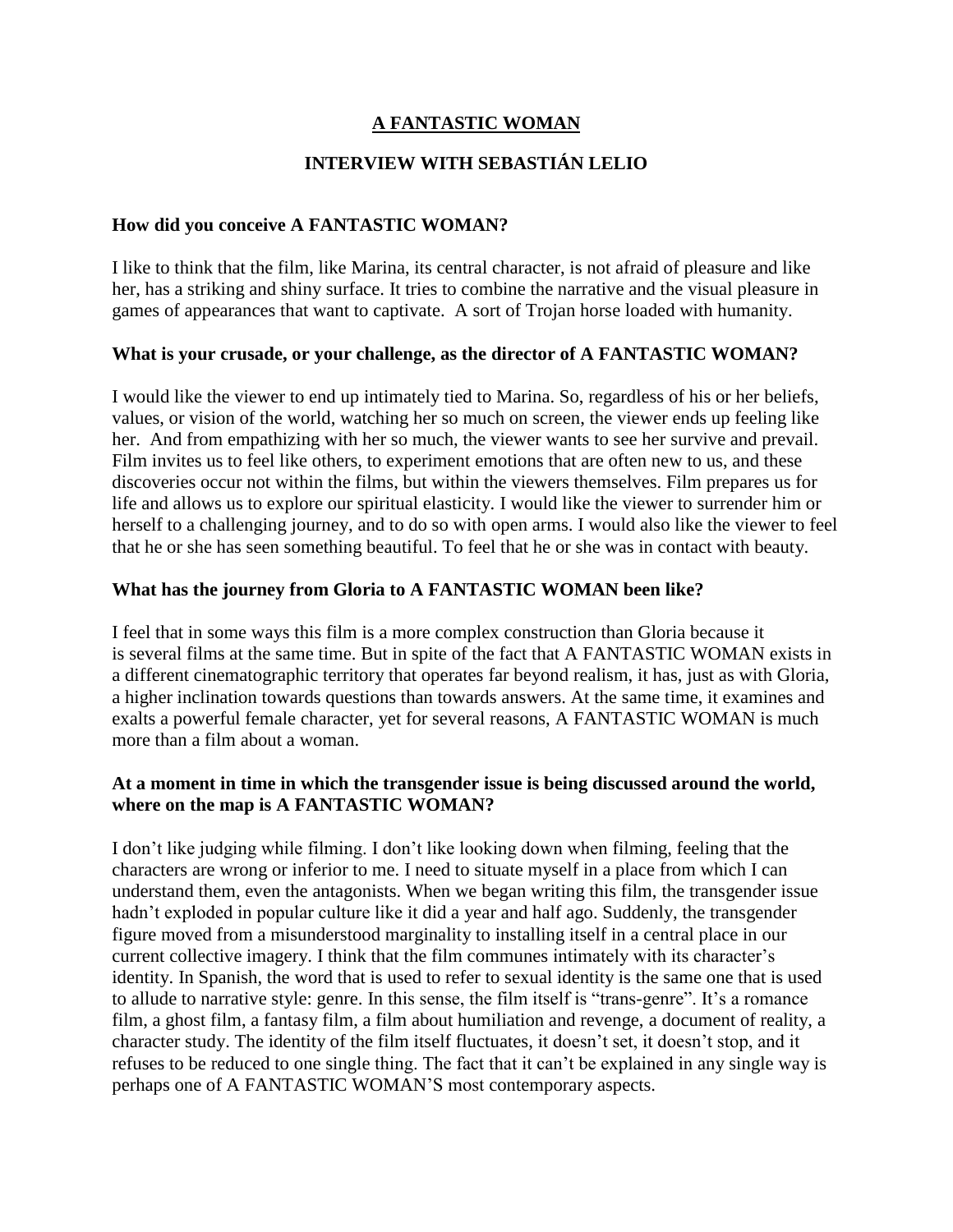# A FANTASTIC WOMAN

## INTERVIEW WITH SEBASTIÁN LELIO

**How did you conceive A FANTASTIC WOMAN?**

I like to think that the film, like Marina, its central character, is not afraid of pleasure and like her, has a striking and shiny surface. It tries to combine the narrative and the visual pleasure in games of appearances that want to captivate. A sort of Trojan horse loaded with humanity.

**What is your crusade, or your challenge, as the director of A FANTASTIC WOMAN?**

I would like the viewer to end up intimately tied to Marina. So, regardless of his or her beliefs, values, or vision of the world, watching her so much on screen, the viewer ends up feeling like her. And from empathizing with her so much, the viewer wants to see her survive and prevail. Film invites us to feel like others, to experiment emotions that are often new to us, and these discoveries occur not within the films, but within the viewers themselves. Film prepares us for life and allows us to explore our spiritual elasticity. I would like the viewer to surrender him or herself to a challenging journey, and to do so with open arms. I would also like the viewer to feel that he or she has seen something beautiful. To feel that he or she was in contact with beauty.

**What has the journey from Gloria to A FANTASTIC WOMAN been like?**

I feel that in some ways this film is a more complex construction than Gloria because it is several films at the same time. But in spite of the fact that A FANTASTIC WOMAN exists in a different cinematographic territory that operates far beyond realism, it has, just as with Gloria, a higher inclination towards questions than towards answers. At the same time, it examines and exalts a powerful female character, yet for several reasons, A FANTASTIC WOMAN is much more than a film about a woman.

**At a moment in time in which the transgender issue is being discussed around the world, where on the map is A FANTASTIC WOMAN?**

I don't like judging while filming. I don't like looking down when filming, feeling that the characters are wrong or inferior to me. I need to situate myself in a place from which I can understand them, even the antagonists. When we began writing this film, the transgender issue hadn't exploded in popular culture like it did a year and half ago. Suddenly, the transgender figure moved from a misunderstood marginality to installing itself in a central place in our current collective imagery. I think that the film communes intimately with its character's identity. In Spanish, the word that is used to refer to sexual identity is the same one that is used to allude to narrative style: genre. In this sense, the film itself is "trans-genre". It's a romance film, a ghost film, a fantasy film, a film about humiliation and revenge, a document of reality, a character study. The identity of the film itself fluctuates, it doesn't set, it doesn't stop, and it refuses to be reduced to one single thing. The fact that it can't be explained in any single way is perhaps one of A FANTASTIC WOMAN'S most contemporary aspects.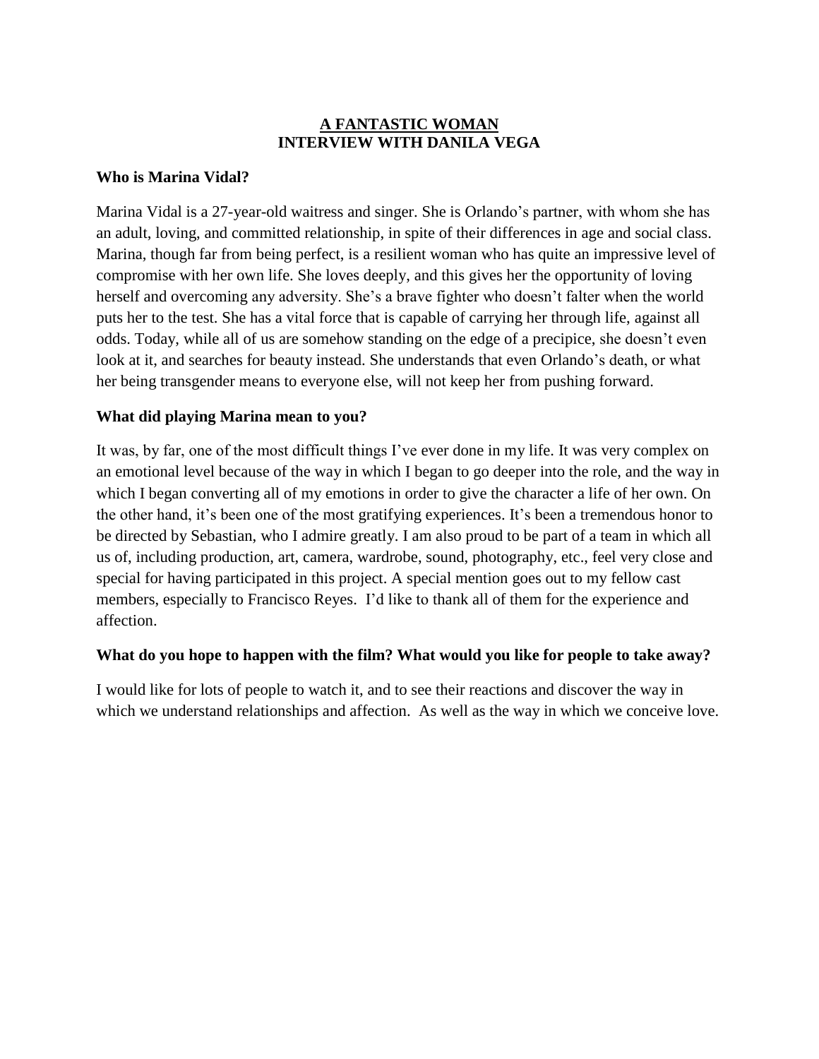# A FANTASTIC WOMAN
# INTERVIEW WITH DANILA VEGA

**Who is Marina Vidal?**

Marina Vidal is a 27-year-old waitress and singer. She is Orlando's partner, with whom she has an adult, loving, and committed relationship, in spite of their differences in age and social class. Marina, though far from being perfect, is a resilient woman who has quite an impressive level of compromise with her own life. She loves deeply, and this gives her the opportunity of loving herself and overcoming any adversity. She's a brave fighter who doesn't falter when the world puts her to the test. She has a vital force that is capable of carrying her through life, against all odds. Today, while all of us are somehow standing on the edge of a precipice, she doesn't even look at it, and searches for beauty instead. She understands that even Orlando's death, or what her being transgender means to everyone else, will not keep her from pushing forward.

**What did playing Marina mean to you?**

It was, by far, one of the most difficult things I've ever done in my life. It was very complex on an emotional level because of the way in which I began to go deeper into the role, and the way in which I began converting all of my emotions in order to give the character a life of her own. On the other hand, it's been one of the most gratifying experiences. It's been a tremendous honor to be directed by Sebastian, who I admire greatly. I am also proud to be part of a team in which all us of, including production, art, camera, wardrobe, sound, photography, etc., feel very close and special for having participated in this project. A special mention goes out to my fellow cast members, especially to Francisco Reyes. I'd like to thank all of them for the experience and affection.

**What do you hope to happen with the film? What would you like for people to take away?**

I would like for lots of people to watch it, and to see their reactions and discover the way in which we understand relationships and affection. As well as the way in which we conceive love.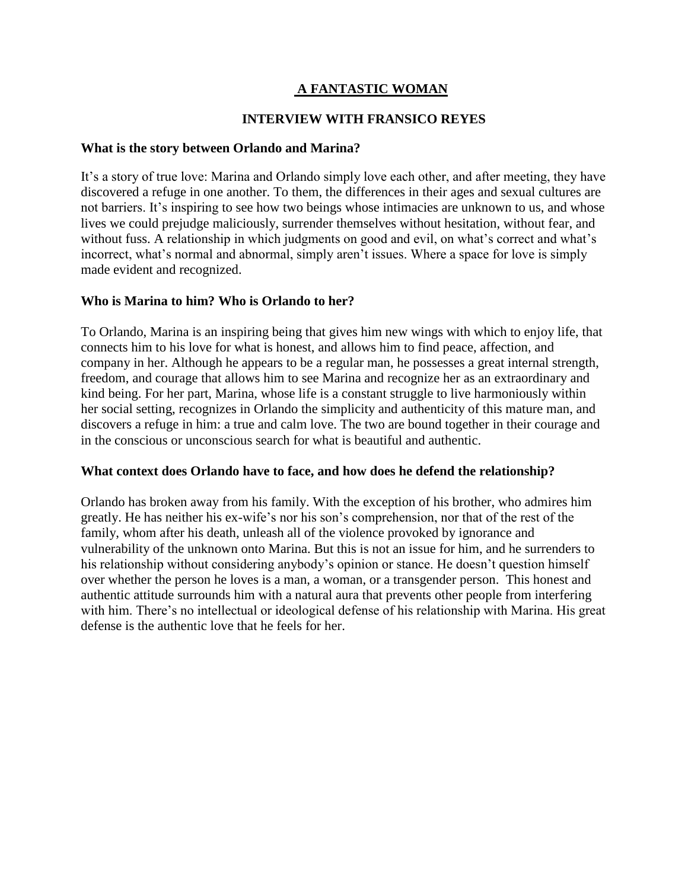# A FANTASTIC WOMAN

## INTERVIEW WITH FRANSICO REYES

**What is the story between Orlando and Marina?**

It's a story of true love: Marina and Orlando simply love each other, and after meeting, they have discovered a refuge in one another. To them, the differences in their ages and sexual cultures are not barriers. It's inspiring to see how two beings whose intimacies are unknown to us, and whose lives we could prejudge maliciously, surrender themselves without hesitation, without fear, and without fuss. A relationship in which judgments on good and evil, on what's correct and what's incorrect, what's normal and abnormal, simply aren't issues. Where a space for love is simply made evident and recognized.

**Who is Marina to him? Who is Orlando to her?**

To Orlando, Marina is an inspiring being that gives him new wings with which to enjoy life, that connects him to his love for what is honest, and allows him to find peace, affection, and company in her. Although he appears to be a regular man, he possesses a great internal strength, freedom, and courage that allows him to see Marina and recognize her as an extraordinary and kind being. For her part, Marina, whose life is a constant struggle to live harmoniously within her social setting, recognizes in Orlando the simplicity and authenticity of this mature man, and discovers a refuge in him: a true and calm love. The two are bound together in their courage and in the conscious or unconscious search for what is beautiful and authentic.

**What context does Orlando have to face, and how does he defend the relationship?**

Orlando has broken away from his family. With the exception of his brother, who admires him greatly. He has neither his ex-wife's nor his son's comprehension, nor that of the rest of the family, whom after his death, unleash all of the violence provoked by ignorance and vulnerability of the unknown onto Marina. But this is not an issue for him, and he surrenders to his relationship without considering anybody's opinion or stance. He doesn't question himself over whether the person he loves is a man, a woman, or a transgender person. This honest and authentic attitude surrounds him with a natural aura that prevents other people from interfering with him. There's no intellectual or ideological defense of his relationship with Marina. His great defense is the authentic love that he feels for her.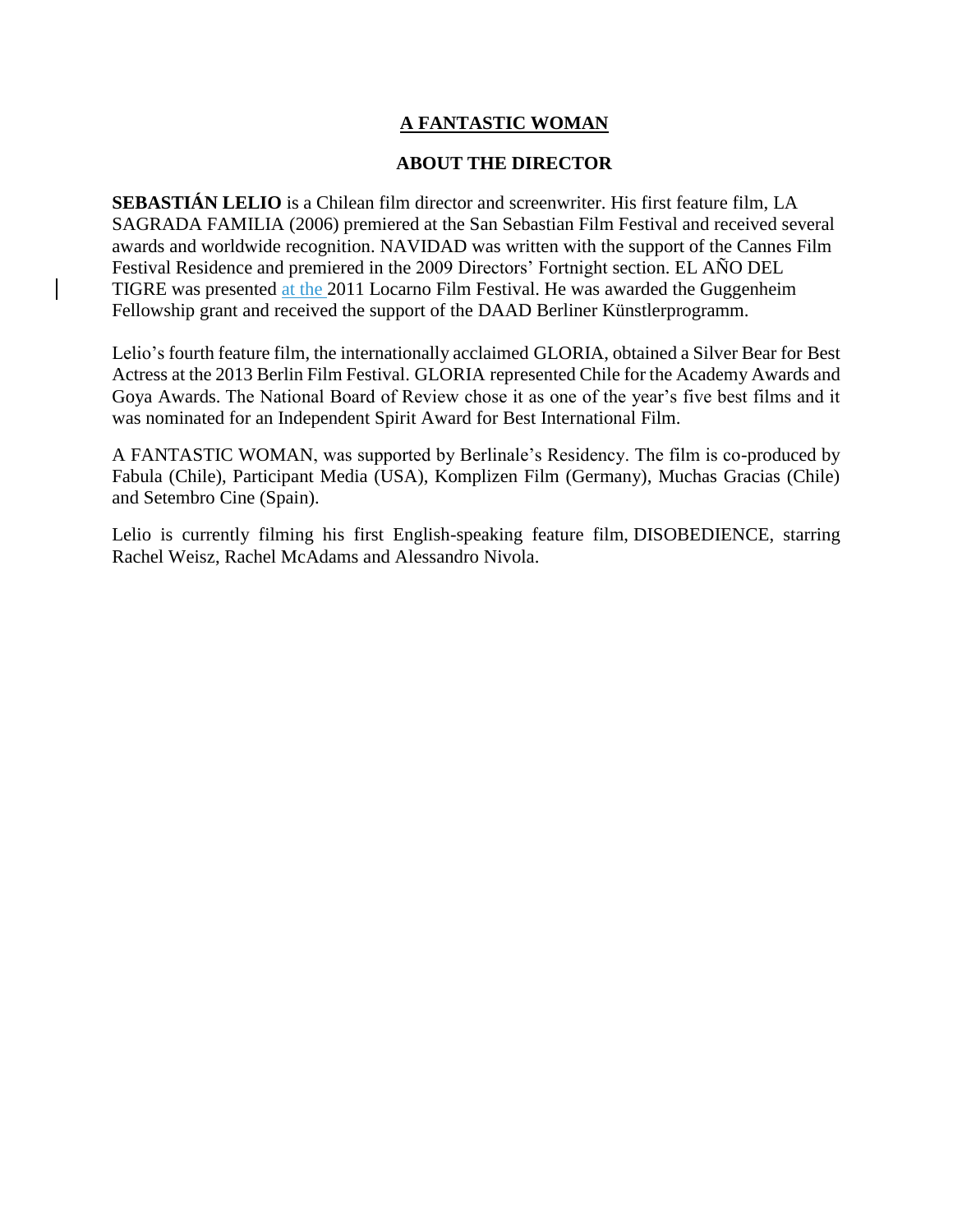# A FANTASTIC WOMAN

## ABOUT THE DIRECTOR

**SEBASTIÁN LELIO** is a Chilean film director and screenwriter. His first feature film, LA SAGRADA FAMILIA (2006) premiered at the San Sebastian Film Festival and received several awards and worldwide recognition. NAVIDAD was written with the support of the Cannes Film Festival Residence and premiered in the 2009 Directors' Fortnight section. EL AÑO DEL TIGRE was presented at the 2011 Locarno Film Festival. He was awarded the Guggenheim Fellowship grant and received the support of the DAAD Berliner Künstlerprogramm.

Lelio's fourth feature film, the internationally acclaimed GLORIA, obtained a Silver Bear for Best Actress at the 2013 Berlin Film Festival. GLORIA represented Chile for the Academy Awards and Goya Awards. The National Board of Review chose it as one of the year's five best films and it was nominated for an Independent Spirit Award for Best International Film.

A FANTASTIC WOMAN, was supported by Berlinale's Residency. The film is co-produced by Fabula (Chile), Participant Media (USA), Komplizen Film (Germany), Muchas Gracias (Chile) and Setembro Cine (Spain).

Lelio is currently filming his first English-speaking feature film, DISOBEDIENCE, starring Rachel Weisz, Rachel McAdams and Alessandro Nivola.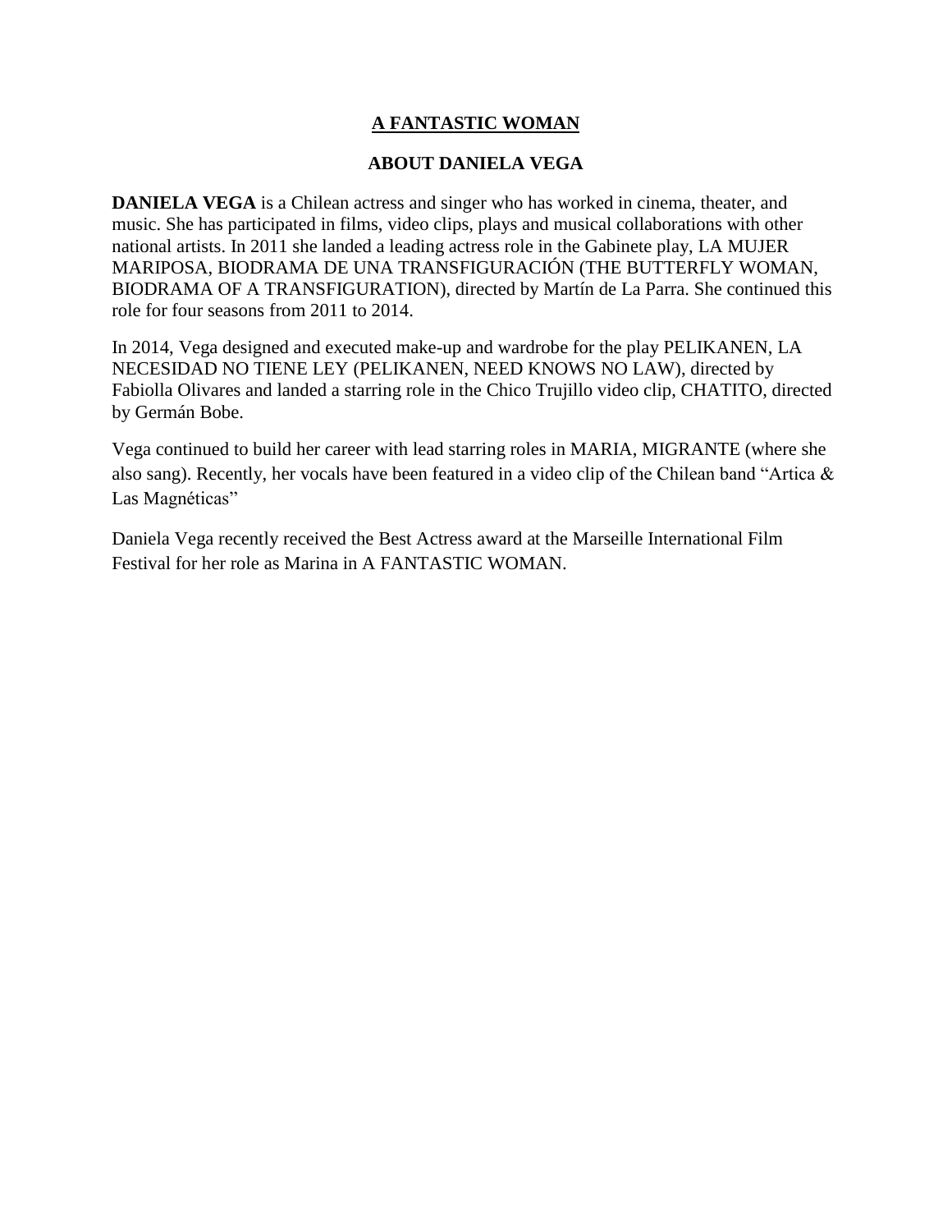## A FANTASTIC WOMAN

### ABOUT DANIELA VEGA

**DANIELA VEGA** is a Chilean actress and singer who has worked in cinema, theater, and music. She has participated in films, video clips, plays and musical collaborations with other national artists. In 2011 she landed a leading actress role in the Gabinete play, LA MUJER MARIPOSA, BIODRAMA DE UNA TRANSFIGURACIÓN (THE BUTTERFLY WOMAN, BIODRAMA OF A TRANSFIGURATION), directed by Martín de La Parra. She continued this role for four seasons from 2011 to 2014.

In 2014, Vega designed and executed make-up and wardrobe for the play PELIKANEN, LA NECESIDAD NO TIENE LEY (PELIKANEN, NEED KNOWS NO LAW), directed by Fabiolla Olivares and landed a starring role in the Chico Trujillo video clip, CHATITO, directed by Germán Bobe.

Vega continued to build her career with lead starring roles in MARIA, MIGRANTE (where she also sang). Recently, her vocals have been featured in a video clip of the Chilean band "Artica & Las Magnéticas"

Daniela Vega recently received the Best Actress award at the Marseille International Film Festival for her role as Marina in A FANTASTIC WOMAN.